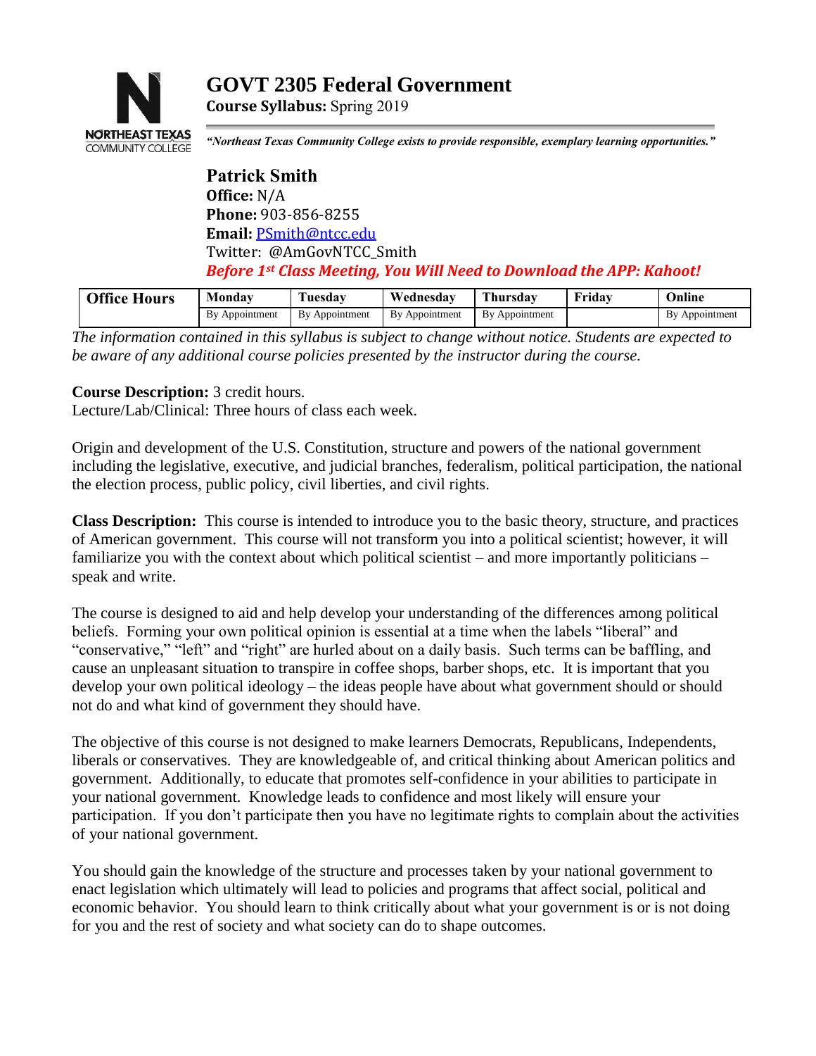NORTHEAST TEXAS COMMUNITY COLLEGE

# GOVT 2305 Federal Government

**Course Syllabus:** Spring 2019

*"Northeast Texas Community College exists to provide responsible, exemplary learning opportunities."*

## Patrick Smith

**Office:** N/A
**Phone:** 903-856-8255
**Email:** PSmith@ntcc.edu
Twitter: @AmGovNTCC_Smith

***Before 1st Class Meeting, You Will Need to Download the APP: Kahoot!***

| Office Hours | Monday | Tuesday | Wednesday | Thursday | Friday | Online |
|---|---|---|---|---|---|---|
| | By Appointment | By Appointment | By Appointment | By Appointment | | By Appointment |

*The information contained in this syllabus is subject to change without notice. Students are expected to be aware of any additional course policies presented by the instructor during the course.*

**Course Description:** 3 credit hours.
Lecture/Lab/Clinical: Three hours of class each week.

Origin and development of the U.S. Constitution, structure and powers of the national government including the legislative, executive, and judicial branches, federalism, political participation, the national the election process, public policy, civil liberties, and civil rights.

**Class Description:** This course is intended to introduce you to the basic theory, structure, and practices of American government. This course will not transform you into a political scientist; however, it will familiarize you with the context about which political scientist – and more importantly politicians – speak and write.

The course is designed to aid and help develop your understanding of the differences among political beliefs. Forming your own political opinion is essential at a time when the labels "liberal" and "conservative," "left" and "right" are hurled about on a daily basis. Such terms can be baffling, and cause an unpleasant situation to transpire in coffee shops, barber shops, etc. It is important that you develop your own political ideology – the ideas people have about what government should or should not do and what kind of government they should have.

The objective of this course is not designed to make learners Democrats, Republicans, Independents, liberals or conservatives. They are knowledgeable of, and critical thinking about American politics and government. Additionally, to educate that promotes self-confidence in your abilities to participate in your national government. Knowledge leads to confidence and most likely will ensure your participation. If you don't participate then you have no legitimate rights to complain about the activities of your national government.

You should gain the knowledge of the structure and processes taken by your national government to enact legislation which ultimately will lead to policies and programs that affect social, political and economic behavior. You should learn to think critically about what your government is or is not doing for you and the rest of society and what society can do to shape outcomes.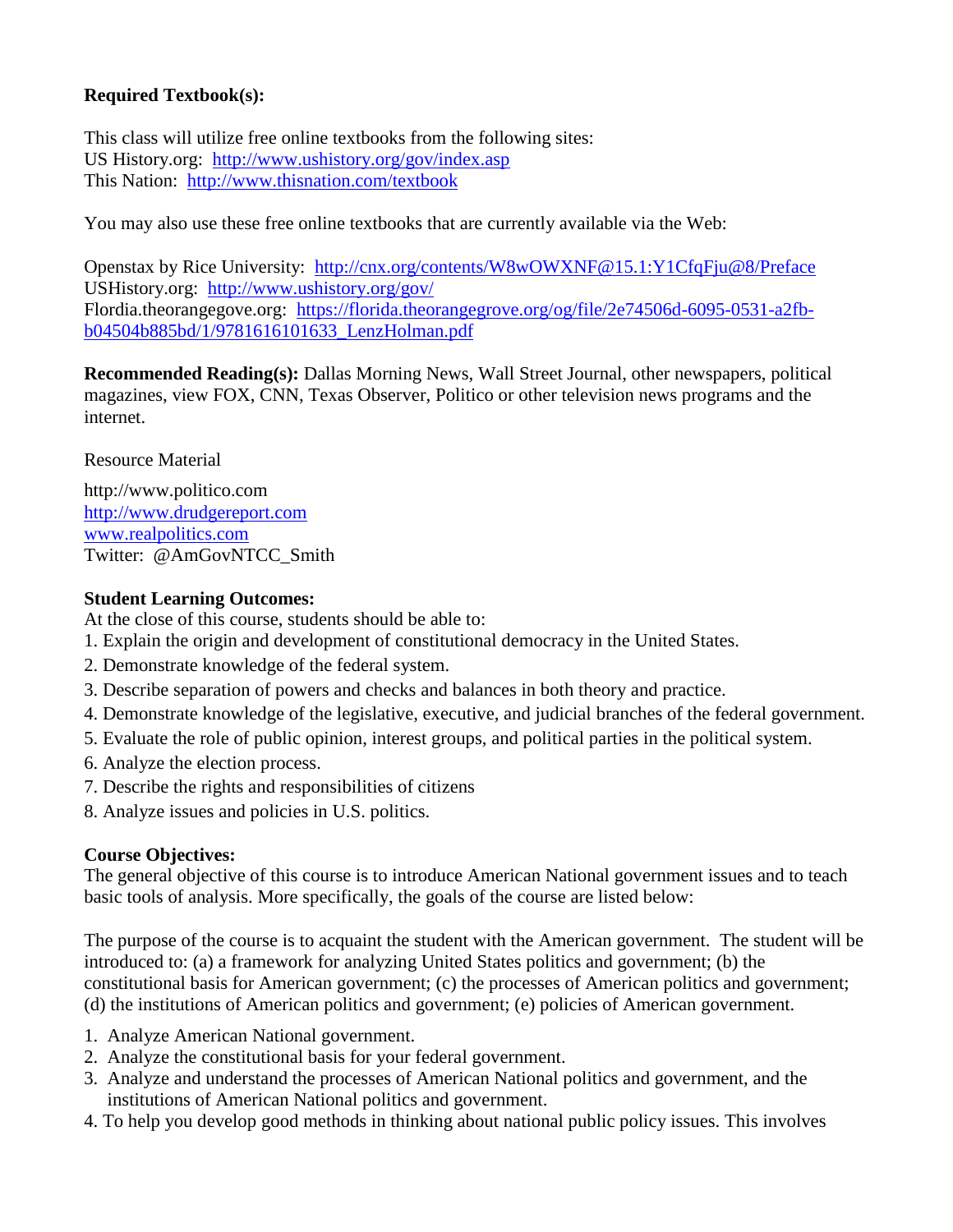**Required Textbook(s):**

This class will utilize free online textbooks from the following sites:
US History.org: http://www.ushistory.org/gov/index.asp
This Nation: http://www.thisnation.com/textbook

You may also use these free online textbooks that are currently available via the Web:

Openstax by Rice University: http://cnx.org/contents/W8wOWXNF@15.1:Y1CfqFju@8/Preface
USHistory.org: http://www.ushistory.org/gov/
Flordia.theorangegove.org: https://florida.theorangegrove.org/og/file/2e74506d-6095-0531-a2fb-b04504b885bd/1/9781616101633_LenzHolman.pdf

**Recommended Reading(s):** Dallas Morning News, Wall Street Journal, other newspapers, political magazines, view FOX, CNN, Texas Observer, Politico or other television news programs and the internet.

Resource Material

http://www.politico.com
http://www.drudgereport.com
www.realpolitics.com
Twitter: @AmGovNTCC_Smith

**Student Learning Outcomes:**
At the close of this course, students should be able to:
1. Explain the origin and development of constitutional democracy in the United States.
2. Demonstrate knowledge of the federal system.
3. Describe separation of powers and checks and balances in both theory and practice.
4. Demonstrate knowledge of the legislative, executive, and judicial branches of the federal government.
5. Evaluate the role of public opinion, interest groups, and political parties in the political system.
6. Analyze the election process.
7. Describe the rights and responsibilities of citizens
8. Analyze issues and policies in U.S. politics.

**Course Objectives:**
The general objective of this course is to introduce American National government issues and to teach basic tools of analysis. More specifically, the goals of the course are listed below:

The purpose of the course is to acquaint the student with the American government. The student will be introduced to: (a) a framework for analyzing United States politics and government; (b) the constitutional basis for American government; (c) the processes of American politics and government; (d) the institutions of American politics and government; (e) policies of American government.

1. Analyze American National government.
2. Analyze the constitutional basis for your federal government.
3. Analyze and understand the processes of American National politics and government, and the institutions of American National politics and government.
4. To help you develop good methods in thinking about national public policy issues. This involves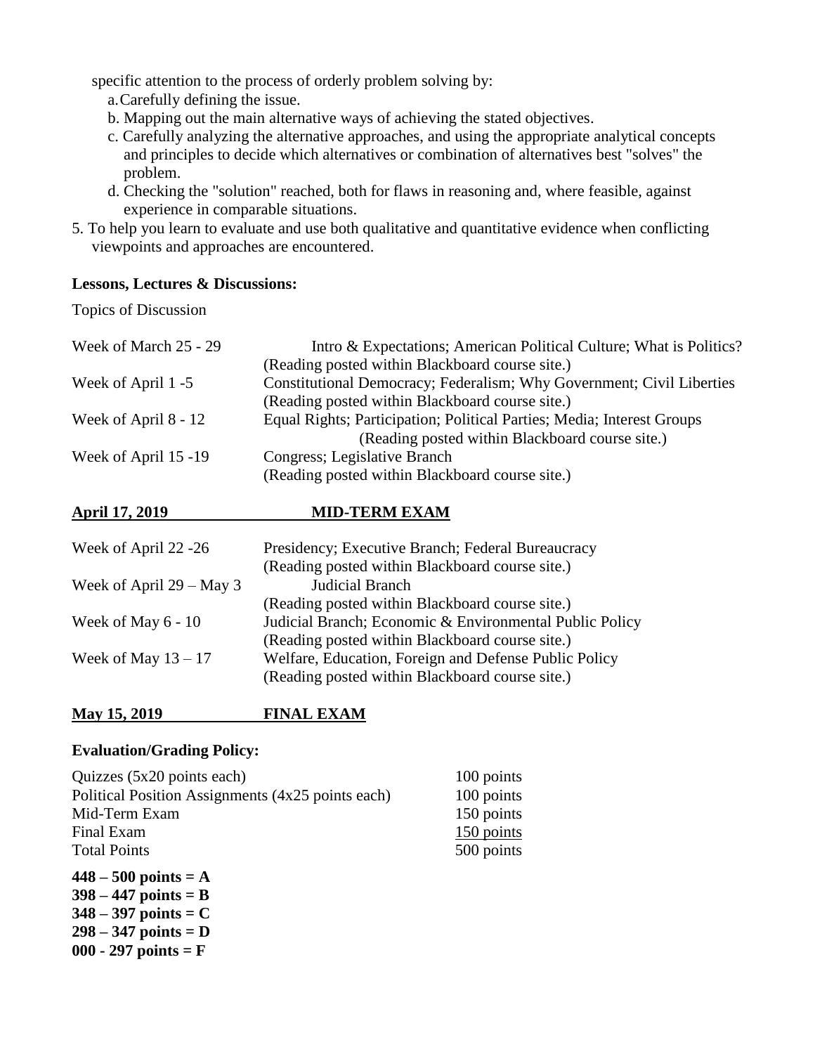specific attention to the process of orderly problem solving by:

a. Carefully defining the issue.

b. Mapping out the main alternative ways of achieving the stated objectives.

c. Carefully analyzing the alternative approaches, and using the appropriate analytical concepts and principles to decide which alternatives or combination of alternatives best "solves" the problem.

d. Checking the "solution" reached, both for flaws in reasoning and, where feasible, against experience in comparable situations.

5. To help you learn to evaluate and use both qualitative and quantitative evidence when conflicting viewpoints and approaches are encountered.

**Lessons, Lectures & Discussions:**

Topics of Discussion

| | |
|---|---|
| Week of March 25 - 29 | Intro & Expectations; American Political Culture; What is Politics? (Reading posted within Blackboard course site.) |
| Week of April 1 -5 | Constitutional Democracy; Federalism; Why Government; Civil Liberties (Reading posted within Blackboard course site.) |
| Week of April 8 - 12 | Equal Rights; Participation; Political Parties; Media; Interest Groups (Reading posted within Blackboard course site.) |
| Week of April 15 -19 | Congress; Legislative Branch (Reading posted within Blackboard course site.) |

**April 17, 2019** **MID-TERM EXAM**

| | |
|---|---|
| Week of April 22 -26 | Presidency; Executive Branch; Federal Bureaucracy (Reading posted within Blackboard course site.) |
| Week of April 29 – May 3 | Judicial Branch (Reading posted within Blackboard course site.) |
| Week of May 6 - 10 | Judicial Branch; Economic & Environmental Public Policy (Reading posted within Blackboard course site.) |
| Week of May 13 – 17 | Welfare, Education, Foreign and Defense Public Policy (Reading posted within Blackboard course site.) |

**May 15, 2019** **FINAL EXAM**

**Evaluation/Grading Policy:**

| | |
|---|---|
| Quizzes (5x20 points each) | 100 points |
| Political Position Assignments (4x25 points each) | 100 points |
| Mid-Term Exam | 150 points |
| Final Exam | 150 points |
| Total Points | 500 points |

**448 – 500 points = A**
**398 – 447 points = B**
**348 – 397 points = C**
**298 – 347 points = D**
**000 - 297 points = F**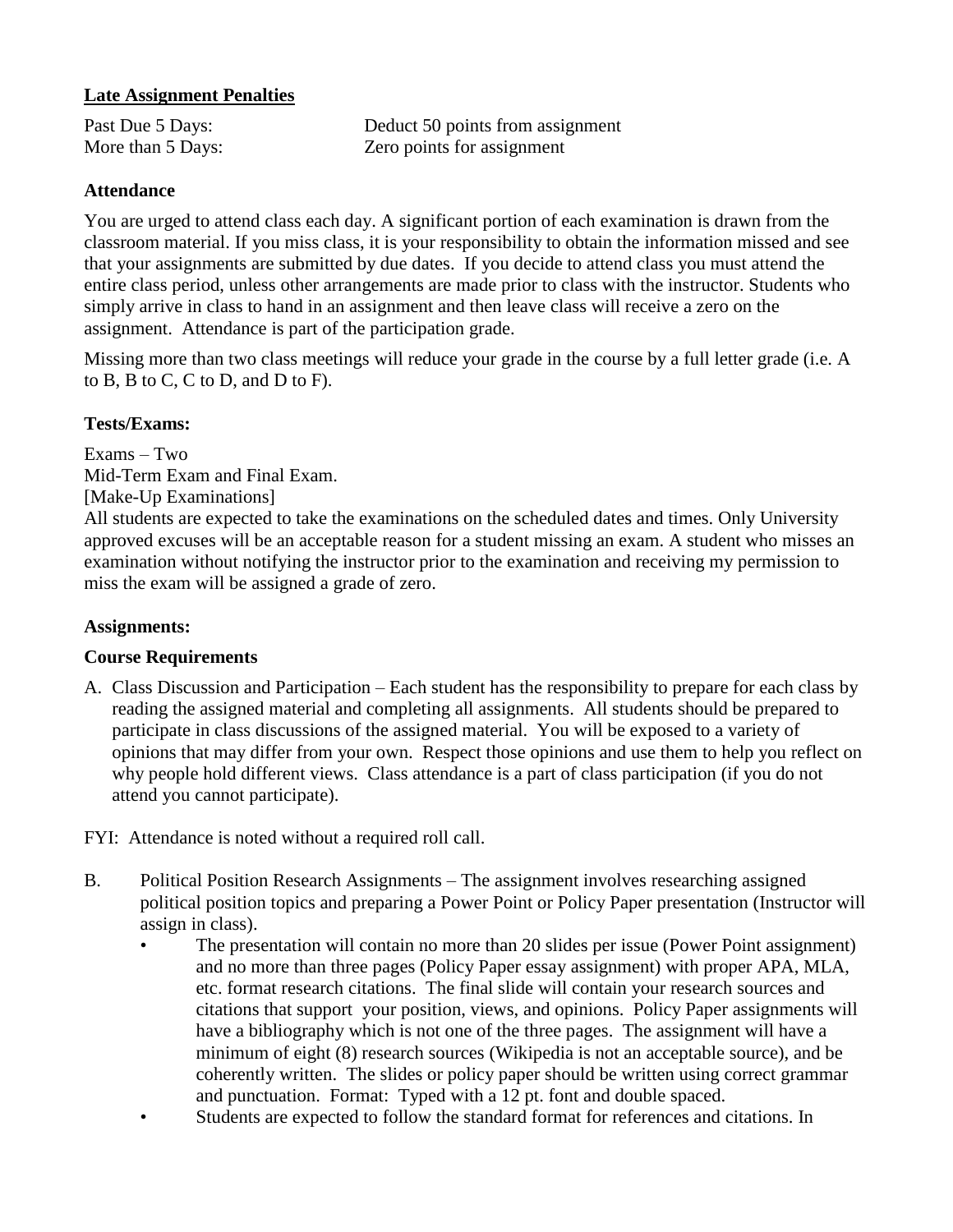**<u>Late Assignment Penalties</u>**

| | |
|---|---|
| Past Due 5 Days: | Deduct 50 points from assignment |
| More than 5 Days: | Zero points for assignment |

**Attendance**

You are urged to attend class each day. A significant portion of each examination is drawn from the classroom material. If you miss class, it is your responsibility to obtain the information missed and see that your assignments are submitted by due dates. If you decide to attend class you must attend the entire class period, unless other arrangements are made prior to class with the instructor. Students who simply arrive in class to hand in an assignment and then leave class will receive a zero on the assignment. Attendance is part of the participation grade.

Missing more than two class meetings will reduce your grade in the course by a full letter grade (i.e. A to B, B to C, C to D, and D to F).

**Tests/Exams:**

Exams – Two
Mid-Term Exam and Final Exam.
[Make-Up Examinations]
All students are expected to take the examinations on the scheduled dates and times. Only University approved excuses will be an acceptable reason for a student missing an exam. A student who misses an examination without notifying the instructor prior to the examination and receiving my permission to miss the exam will be assigned a grade of zero.

**Assignments:**

**Course Requirements**

A. Class Discussion and Participation – Each student has the responsibility to prepare for each class by reading the assigned material and completing all assignments. All students should be prepared to participate in class discussions of the assigned material. You will be exposed to a variety of opinions that may differ from your own. Respect those opinions and use them to help you reflect on why people hold different views. Class attendance is a part of class participation (if you do not attend you cannot participate).

FYI: Attendance is noted without a required roll call.

B. Political Position Research Assignments – The assignment involves researching assigned political position topics and preparing a Power Point or Policy Paper presentation (Instructor will assign in class).
   - The presentation will contain no more than 20 slides per issue (Power Point assignment) and no more than three pages (Policy Paper essay assignment) with proper APA, MLA, etc. format research citations. The final slide will contain your research sources and citations that support your position, views, and opinions. Policy Paper assignments will have a bibliography which is not one of the three pages. The assignment will have a minimum of eight (8) research sources (Wikipedia is not an acceptable source), and be coherently written. The slides or policy paper should be written using correct grammar and punctuation. Format: Typed with a 12 pt. font and double spaced.
   - Students are expected to follow the standard format for references and citations. In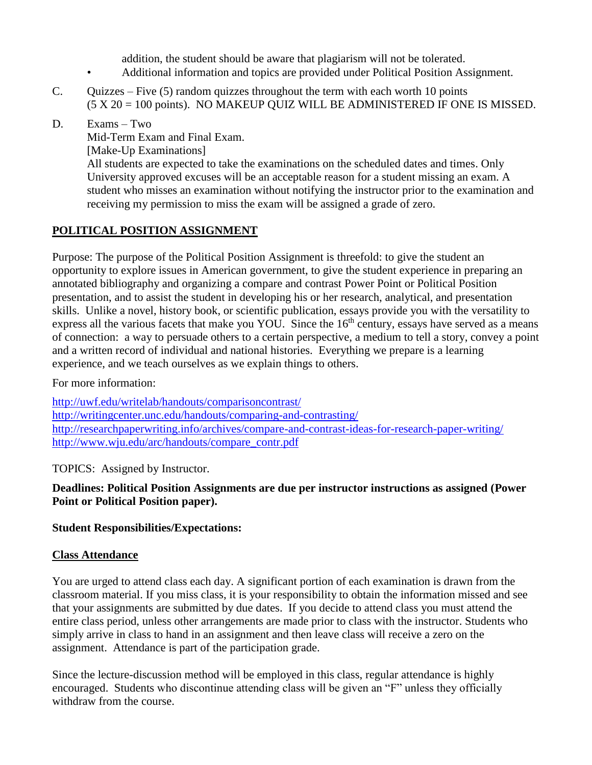addition, the student should be aware that plagiarism will not be tolerated.

- Additional information and topics are provided under Political Position Assignment.

C. Quizzes – Five (5) random quizzes throughout the term with each worth 10 points (5 X 20 = 100 points). NO MAKEUP QUIZ WILL BE ADMINISTERED IF ONE IS MISSED.

D. Exams – Two
Mid-Term Exam and Final Exam.
[Make-Up Examinations]
All students are expected to take the examinations on the scheduled dates and times. Only University approved excuses will be an acceptable reason for a student missing an exam. A student who misses an examination without notifying the instructor prior to the examination and receiving my permission to miss the exam will be assigned a grade of zero.

## POLITICAL POSITION ASSIGNMENT

Purpose: The purpose of the Political Position Assignment is threefold: to give the student an opportunity to explore issues in American government, to give the student experience in preparing an annotated bibliography and organizing a compare and contrast Power Point or Political Position presentation, and to assist the student in developing his or her research, analytical, and presentation skills. Unlike a novel, history book, or scientific publication, essays provide you with the versatility to express all the various facets that make you YOU. Since the 16th century, essays have served as a means of connection: a way to persuade others to a certain perspective, a medium to tell a story, convey a point and a written record of individual and national histories. Everything we prepare is a learning experience, and we teach ourselves as we explain things to others.

For more information:

http://uwf.edu/writelab/handouts/comparisoncontrast/
http://writingcenter.unc.edu/handouts/comparing-and-contrasting/
http://researchpaperwriting.info/archives/compare-and-contrast-ideas-for-research-paper-writing/
http://www.wju.edu/arc/handouts/compare_contr.pdf

TOPICS: Assigned by Instructor.

**Deadlines: Political Position Assignments are due per instructor instructions as assigned (Power Point or Political Position paper).**

**Student Responsibilities/Expectations:**

### Class Attendance

You are urged to attend class each day. A significant portion of each examination is drawn from the classroom material. If you miss class, it is your responsibility to obtain the information missed and see that your assignments are submitted by due dates. If you decide to attend class you must attend the entire class period, unless other arrangements are made prior to class with the instructor. Students who simply arrive in class to hand in an assignment and then leave class will receive a zero on the assignment. Attendance is part of the participation grade.

Since the lecture-discussion method will be employed in this class, regular attendance is highly encouraged. Students who discontinue attending class will be given an "F" unless they officially withdraw from the course.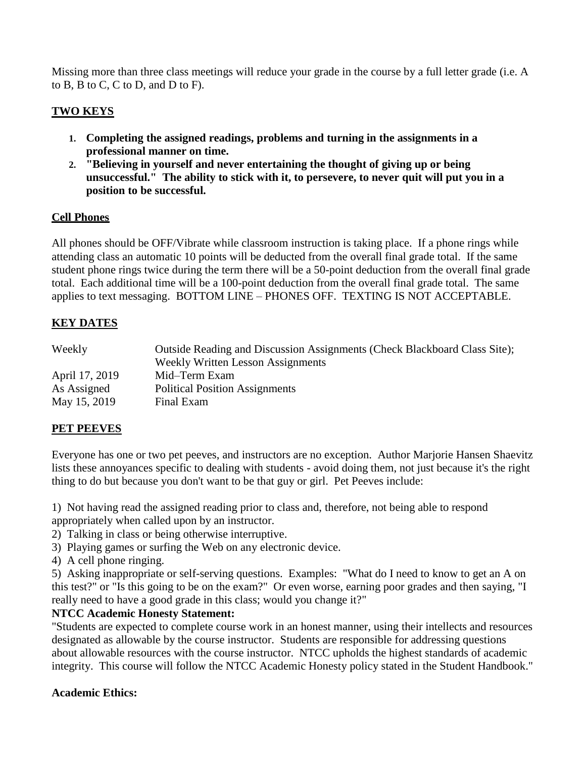Missing more than three class meetings will reduce your grade in the course by a full letter grade (i.e. A to B, B to C, C to D, and D to F).

## TWO KEYS

1. **Completing the assigned readings, problems and turning in the assignments in a professional manner on time.**
2. **"Believing in yourself and never entertaining the thought of giving up or being unsuccessful." The ability to stick with it, to persevere, to never quit will put you in a position to be successful.**

## Cell Phones

All phones should be OFF/Vibrate while classroom instruction is taking place. If a phone rings while attending class an automatic 10 points will be deducted from the overall final grade total. If the same student phone rings twice during the term there will be a 50-point deduction from the overall final grade total. Each additional time will be a 100-point deduction from the overall final grade total. The same applies to text messaging. BOTTOM LINE – PHONES OFF. TEXTING IS NOT ACCEPTABLE.

## KEY DATES

| | |
|---|---|
| Weekly | Outside Reading and Discussion Assignments (Check Blackboard Class Site); Weekly Written Lesson Assignments |
| April 17, 2019 | Mid–Term Exam |
| As Assigned | Political Position Assignments |
| May 15, 2019 | Final Exam |

## PET PEEVES

Everyone has one or two pet peeves, and instructors are no exception. Author Marjorie Hansen Shaevitz lists these annoyances specific to dealing with students - avoid doing them, not just because it's the right thing to do but because you don't want to be that guy or girl. Pet Peeves include:

1) Not having read the assigned reading prior to class and, therefore, not being able to respond appropriately when called upon by an instructor.
2) Talking in class or being otherwise interruptive.
3) Playing games or surfing the Web on any electronic device.
4) A cell phone ringing.
5) Asking inappropriate or self-serving questions. Examples: "What do I need to know to get an A on this test?" or "Is this going to be on the exam?" Or even worse, earning poor grades and then saying, "I really need to have a good grade in this class; would you change it?"

**NTCC Academic Honesty Statement:**

"Students are expected to complete course work in an honest manner, using their intellects and resources designated as allowable by the course instructor. Students are responsible for addressing questions about allowable resources with the course instructor. NTCC upholds the highest standards of academic integrity. This course will follow the NTCC Academic Honesty policy stated in the Student Handbook."

**Academic Ethics:**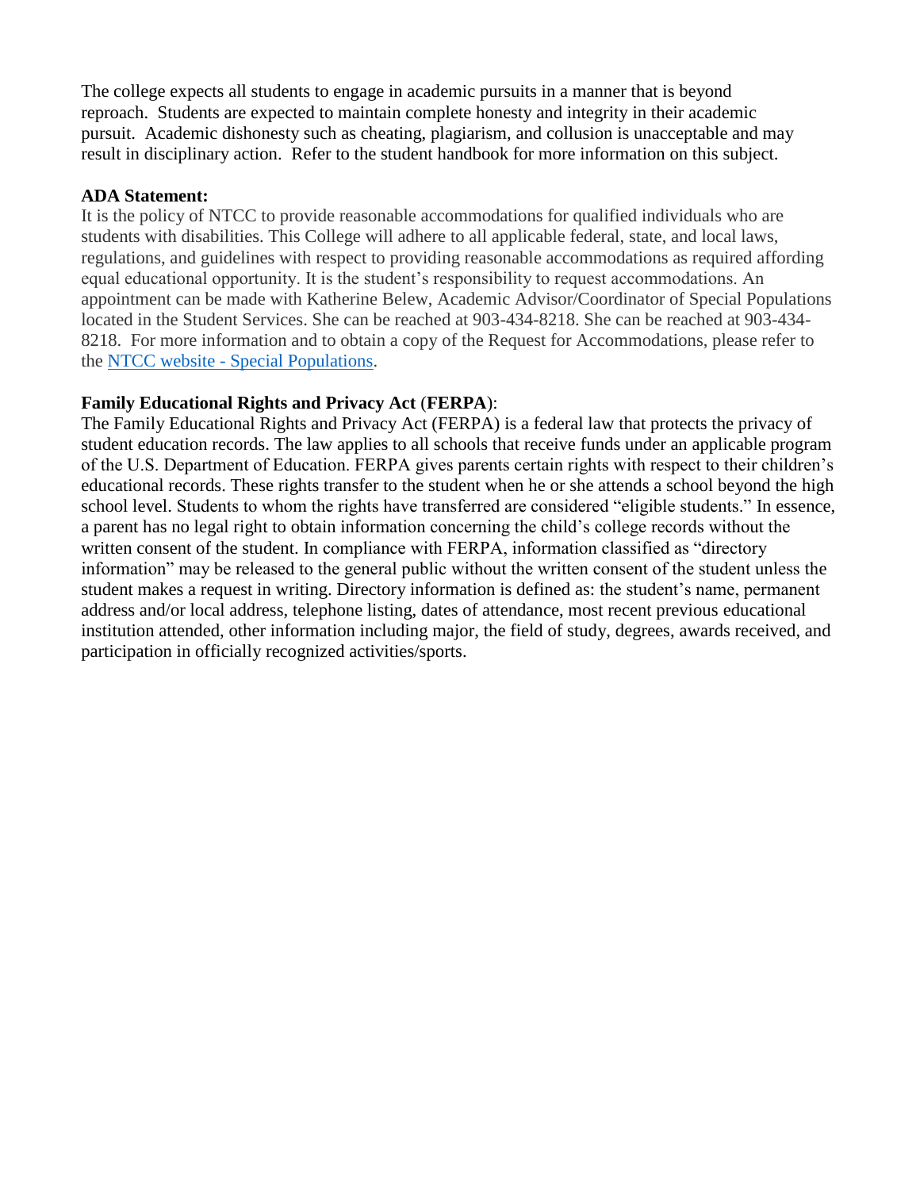The college expects all students to engage in academic pursuits in a manner that is beyond reproach. Students are expected to maintain complete honesty and integrity in their academic pursuit. Academic dishonesty such as cheating, plagiarism, and collusion is unacceptable and may result in disciplinary action. Refer to the student handbook for more information on this subject.

**ADA Statement:**

It is the policy of NTCC to provide reasonable accommodations for qualified individuals who are students with disabilities. This College will adhere to all applicable federal, state, and local laws, regulations, and guidelines with respect to providing reasonable accommodations as required affording equal educational opportunity. It is the student's responsibility to request accommodations. An appointment can be made with Katherine Belew, Academic Advisor/Coordinator of Special Populations located in the Student Services. She can be reached at 903-434-8218. She can be reached at 903-434-8218. For more information and to obtain a copy of the Request for Accommodations, please refer to the NTCC website - Special Populations.

**Family Educational Rights and Privacy Act (FERPA)**:

The Family Educational Rights and Privacy Act (FERPA) is a federal law that protects the privacy of student education records. The law applies to all schools that receive funds under an applicable program of the U.S. Department of Education. FERPA gives parents certain rights with respect to their children's educational records. These rights transfer to the student when he or she attends a school beyond the high school level. Students to whom the rights have transferred are considered "eligible students." In essence, a parent has no legal right to obtain information concerning the child's college records without the written consent of the student. In compliance with FERPA, information classified as "directory information" may be released to the general public without the written consent of the student unless the student makes a request in writing. Directory information is defined as: the student's name, permanent address and/or local address, telephone listing, dates of attendance, most recent previous educational institution attended, other information including major, the field of study, degrees, awards received, and participation in officially recognized activities/sports.